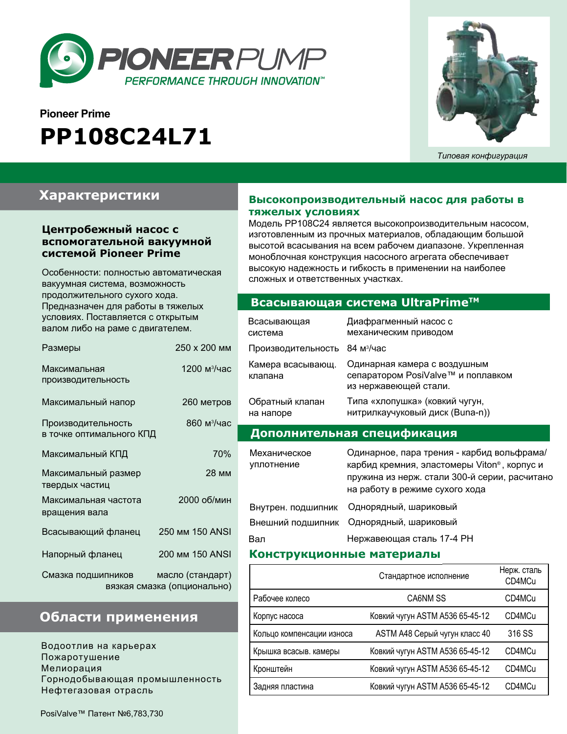# PIONEER PUMP

PERFORMANCE THROUGH INNOVATION™

Pioneer Prime

# PP108C24L71

*Типовая конфигурация*

## Характеристики

### Центробежный насос с вспомогательной вакуумной системой Pioneer Prime

Особенности: полностью автоматическая вакуумная система, возможность продолжительного сухого хода. Предназначен для работы в тяжелых условиях. Поставляется с открытым валом либо на раме с двигателем.

| Параметр | Значение |
|---|---|
| Размеры | 250 x 200 мм |
| Максимальная производительность | 1200 м³/час |
| Максимальный напор | 260 метров |
| Производительность в точке оптимального КПД | 860 м³/час |
| Максимальный КПД | 70% |
| Максимальный размер твердых частиц | 28 мм |
| Максимальная частота вращения вала | 2000 об/мин |
| Всасывающий фланец | 250 мм 150 ANSI |
| Напорный фланец | 200 мм 150 ANSI |
| Смазка подшипников | масло (стандарт) вязкая смазка (опционально) |

## Области применения

- Водоотлив на карьерах
- Пожаротушение
- Мелиорация
- Горнодобывающая промышленность
- Нефтегазовая отрасль

PosiValve™ Патент №6,783,730

### Высокопроизводительный насос для работы в тяжелых условиях

Модель PP108C24 является высокопроизводительным насосом, изготовленным из прочных материалов, обладающим большой высотой всасывания на всем рабочем диапазоне. Укрепленная моноблочная конструкция насосного агрегата обеспечивает высокую надежность и гибкость в применении на наиболее сложных и ответственных участках.

## Всасывающая система UltraPrime™

| Параметр | Значение |
|---|---|
| Всасывающая система | Диафрагменный насос с механическим приводом |
| Производительность | 84 м³/час |
| Камера всасывающ. клапана | Одинарная камера с воздушным сепаратором PosiValve™ и поплавком из нержавеющей стали. |
| Обратный клапан на напоре | Типа «хлопушка» (ковкий чугун, нитрилкаучуковый диск (Buna-n)) |

## Дополнительная спецификация

| Параметр | Значение |
|---|---|
| Механическое уплотнение | Одинарное, пара трения - карбид вольфрама/карбид кремния, эластомеры Viton®, корпус и пружина из нерж. стали 300-й серии, расчитано на работу в режиме сухого хода |
| Внутрен. подшипник | Однорядный, шариковый |
| Внешний подшипник | Однорядный, шариковый |
| Вал | Нержавеющая сталь 17-4 PH |

## Конструкционные материалы

| | Стандартное исполнение | Нерж. сталь CD4MCu |
|---|---|---|
| Рабочее колесо | CA6NM SS | CD4MCu |
| Корпус насоса | Ковкий чугун ASTM A536 65-45-12 | CD4MCu |
| Кольцо компенсации износа | ASTM A48 Серый чугун класс 40 | 316 SS |
| Крышка всасыв. камеры | Ковкий чугун ASTM A536 65-45-12 | CD4MCu |
| Кронштейн | Ковкий чугун ASTM A536 65-45-12 | CD4MCu |
| Задняя пластина | Ковкий чугун ASTM A536 65-45-12 | CD4MCu |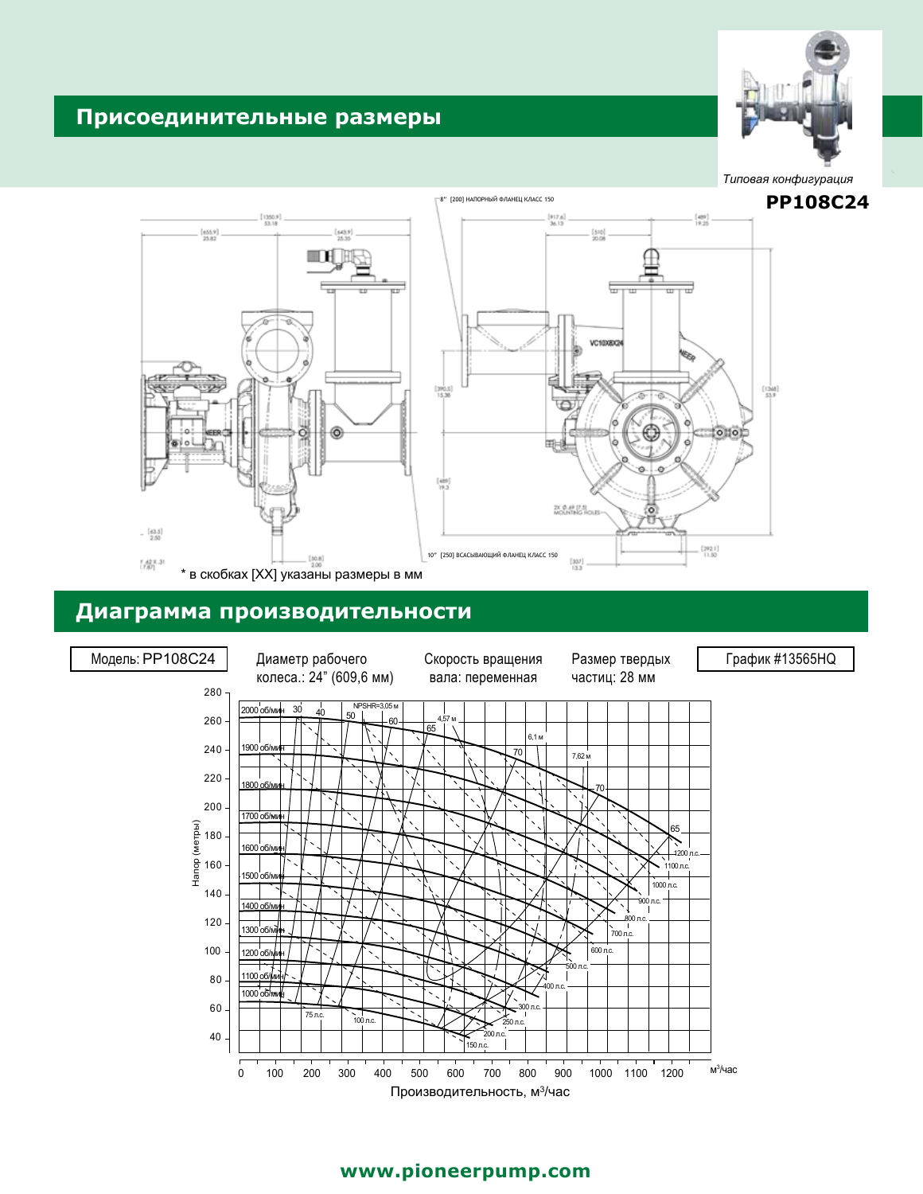## Присоединительные размеры

*Типовая конфигурация*

**PP108C24**

8" [200] НАПОРНЫЙ ФЛАНЕЦ КЛАСС 150

[1350.9] 53.18

[655.9] 25.82

[643.9] 25.35

[917.6] 36.13

[510] 20.08

[489] 19.25

VC10X8X24

[390.3] 15.36

[489] 19.3

[1368] 53.9

2X Ø.69 [17.5] MOUNTING HOLES

[63.5] 2.50

[50.8] 2.00

[292.1] 11.50

[337] 13.3

10" [250] ВСАСЫВАЮЩИЙ ФЛАНЕЦ КЛАСС 150

* в скобках [XX] указаны размеры в мм

## Диаграмма производительности

Модель: PP108C24

Диаметр рабочего колеса.: 24" (609,6 мм)

Скорость вращения вала: переменная

Размер твердых частиц: 28 мм

График #13565HQ

Напор (метры)

280
260
240
220
200
180
160
140
120
100
80
60
40

2000 об/мин
1900 об/мин
1800 об/мин
1700 об/мин
1600 об/мин
1500 об/мин
1400 об/мин
1300 об/мин
1200 об/мин
1100 об/мин
1000 об/мин

30
40
50
60
65
70
70
65

NPSHR=3,05 м
4,57 м
6,1 м
7,62 м

1200 л.с.
1100 л.с.
1000 л.с.
900 л.с.
800 л.с.
700 л.с.
600 л.с.
500 л.с.
400 л.с.
300 л.с.
250 л.с.
200 л.с.
150 л.с.
100 л.с.
75 л.с.

0 100 200 300 400 500 600 700 800 900 1000 1100 1200 м³/час

Производительность, м³/час

www.pioneerpump.com